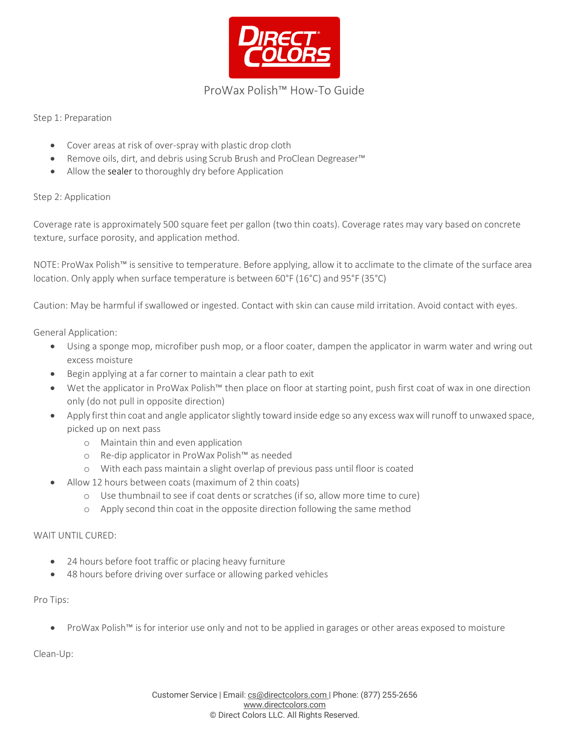# ProWax Polish™ How-To Guide

Step 1: Preparation

- Cover areas at risk of over-spray with plastic drop cloth
- Remove oils, dirt, and debris using Scrub Brush and ProClean Degreaser™
- Allow the sealer to thoroughly dry before Application

Step 2: Application

Coverage rate is approximately 500 square feet per gallon (two thin coats). Coverage rates may vary based on concrete texture, surface porosity, and application method.

NOTE: ProWax Polish™ is sensitive to temperature. Before applying, allow it to acclimate to the climate of the surface area location. Only apply when surface temperature is between 60°F (16°C) and 95°F (35°C)

Caution: May be harmful if swallowed or ingested. Contact with skin can cause mild irritation. Avoid contact with eyes.

General Application:

- Using a sponge mop, microfiber push mop, or a floor coater, dampen the applicator in warm water and wring out excess moisture
- Begin applying at a far corner to maintain a clear path to exit
- Wet the applicator in ProWax Polish™ then place on floor at starting point, push first coat of wax in one direction only (do not pull in opposite direction)
- Apply first thin coat and angle applicator slightly toward inside edge so any excess wax will runoff to unwaxed space, picked up on next pass
  - Maintain thin and even application
  - Re-dip applicator in ProWax Polish™ as needed
  - With each pass maintain a slight overlap of previous pass until floor is coated
- Allow 12 hours between coats (maximum of 2 thin coats)
  - Use thumbnail to see if coat dents or scratches (if so, allow more time to cure)
  - Apply second thin coat in the opposite direction following the same method

WAIT UNTIL CURED:

- 24 hours before foot traffic or placing heavy furniture
- 48 hours before driving over surface or allowing parked vehicles

Pro Tips:

- ProWax Polish™ is for interior use only and not to be applied in garages or other areas exposed to moisture

Clean-Up:

Customer Service | Email: cs@directcolors.com | Phone: (877) 255-2656
www.directcolors.com
© Direct Colors LLC. All Rights Reserved.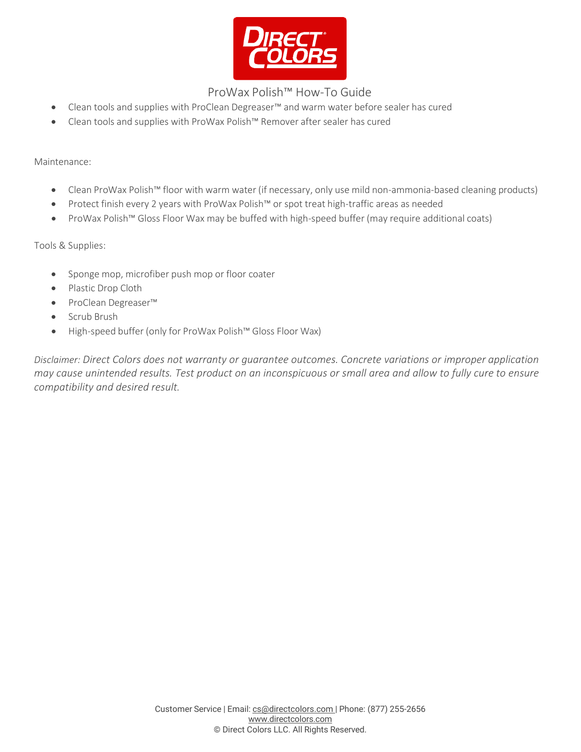# ProWax Polish™ How-To Guide

- Clean tools and supplies with ProClean Degreaser™ and warm water before sealer has cured
- Clean tools and supplies with ProWax Polish™ Remover after sealer has cured

Maintenance:

- Clean ProWax Polish™ floor with warm water (if necessary, only use mild non-ammonia-based cleaning products)
- Protect finish every 2 years with ProWax Polish™ or spot treat high-traffic areas as needed
- ProWax Polish™ Gloss Floor Wax may be buffed with high-speed buffer (may require additional coats)

Tools & Supplies:

- Sponge mop, microfiber push mop or floor coater
- Plastic Drop Cloth
- ProClean Degreaser™
- Scrub Brush
- High-speed buffer (only for ProWax Polish™ Gloss Floor Wax)

*Disclaimer: Direct Colors does not warranty or guarantee outcomes. Concrete variations or improper application may cause unintended results. Test product on an inconspicuous or small area and allow to fully cure to ensure compatibility and desired result.*

Customer Service | Email: cs@directcolors.com | Phone: (877) 255-2656
www.directcolors.com
© Direct Colors LLC. All Rights Reserved.